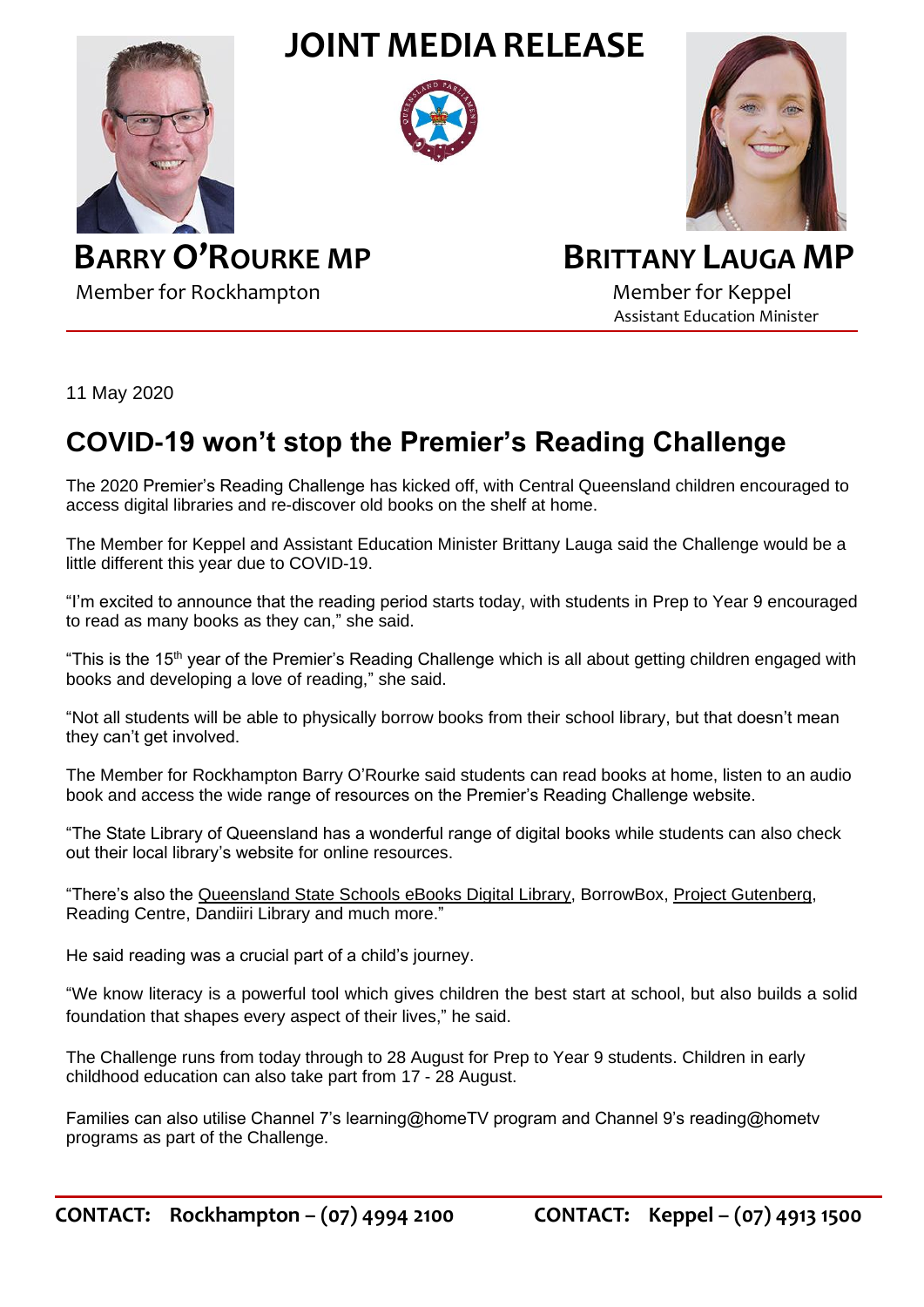# JOINT MEDIA RELEASE

**BARRY O'ROURKE MP**
Member for Rockhampton

**BRITTANY LAUGA MP**
Member for Keppel
Assistant Education Minister

11 May 2020

## COVID-19 won't stop the Premier's Reading Challenge

The 2020 Premier's Reading Challenge has kicked off, with Central Queensland children encouraged to access digital libraries and re-discover old books on the shelf at home.

The Member for Keppel and Assistant Education Minister Brittany Lauga said the Challenge would be a little different this year due to COVID-19.

"I'm excited to announce that the reading period starts today, with students in Prep to Year 9 encouraged to read as many books as they can," she said.

"This is the 15th year of the Premier's Reading Challenge which is all about getting children engaged with books and developing a love of reading," she said.

"Not all students will be able to physically borrow books from their school library, but that doesn't mean they can't get involved.

The Member for Rockhampton Barry O'Rourke said students can read books at home, listen to an audio book and access the wide range of resources on the Premier's Reading Challenge website.

"The State Library of Queensland has a wonderful range of digital books while students can also check out their local library's website for online resources.

"There's also the Queensland State Schools eBooks Digital Library, BorrowBox, Project Gutenberg, Reading Centre, Dandiiri Library and much more."

He said reading was a crucial part of a child's journey.

"We know literacy is a powerful tool which gives children the best start at school, but also builds a solid foundation that shapes every aspect of their lives," he said.

The Challenge runs from today through to 28 August for Prep to Year 9 students. Children in early childhood education can also take part from 17 - 28 August.

Families can also utilise Channel 7's learning@homeTV program and Channel 9's reading@hometv programs as part of the Challenge.

**CONTACT: Rockhampton – (07) 4994 2100** **CONTACT: Keppel – (07) 4913 1500**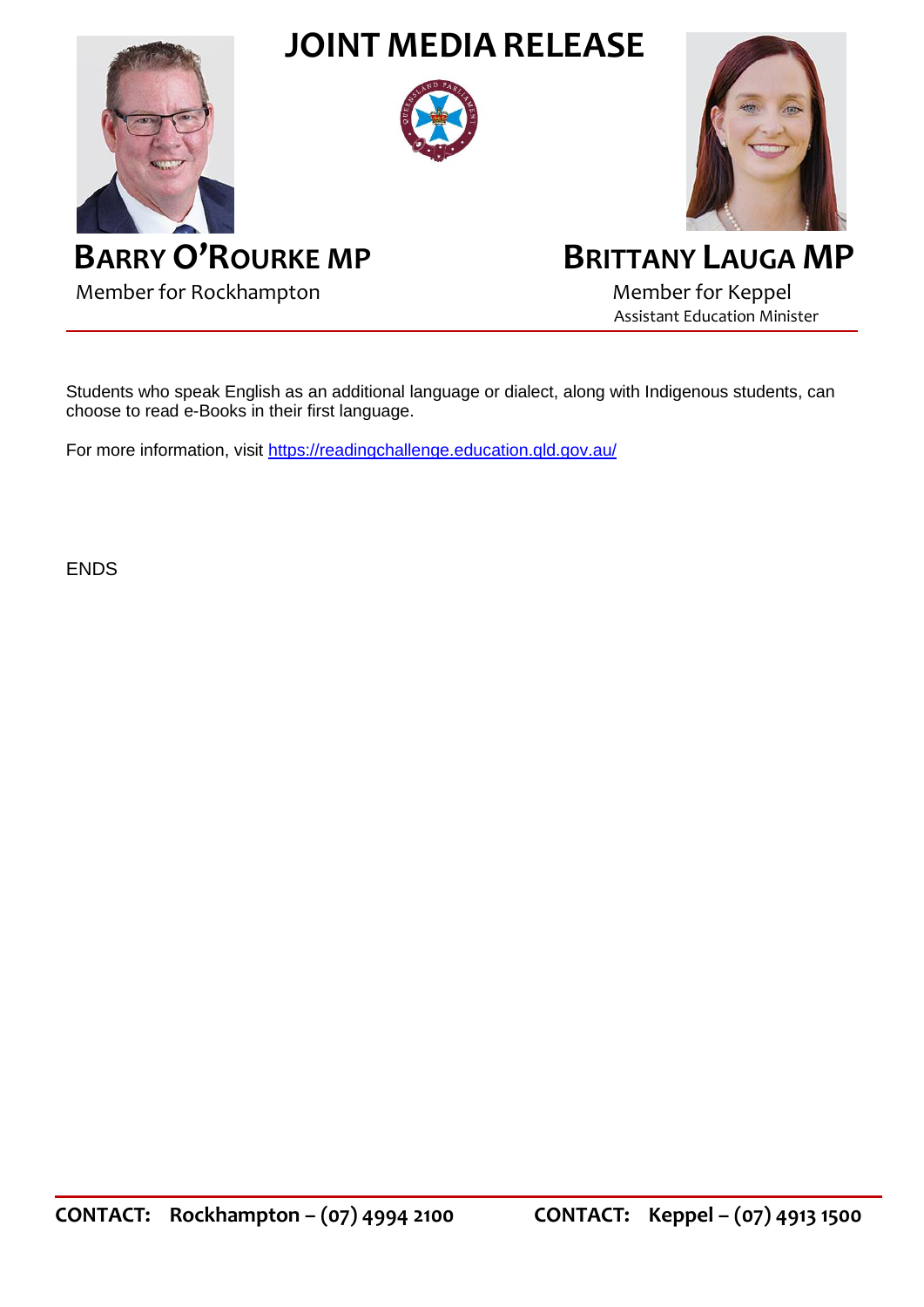# JOINT MEDIA RELEASE

**BARRY O'ROURKE MP**
Member for Rockhampton

**BRITTANY LAUGA MP**
Member for Keppel
Assistant Education Minister

Students who speak English as an additional language or dialect, along with Indigenous students, can choose to read e-Books in their first language.

For more information, visit https://readingchallenge.education.qld.gov.au/

ENDS

**CONTACT: Rockhampton – (07) 4994 2100**

**CONTACT: Keppel – (07) 4913 1500**